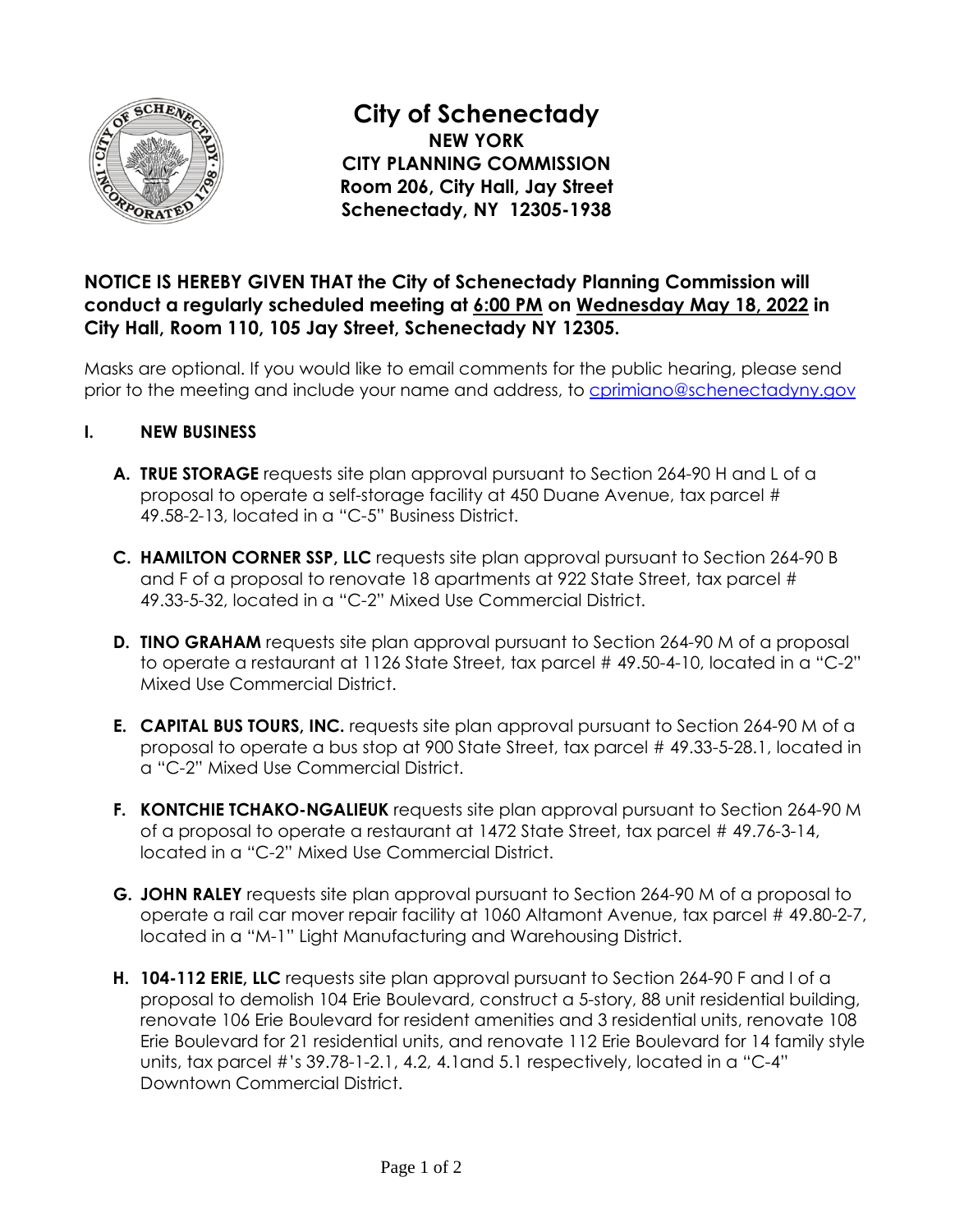# City of Schenectady

**NEW YORK**
**CITY PLANNING COMMISSION**
**Room 206, City Hall, Jay Street**
**Schenectady, NY 12305-1938**

**NOTICE IS HEREBY GIVEN THAT the City of Schenectady Planning Commission will conduct a regularly scheduled meeting at 6:00 PM on Wednesday May 18, 2022 in City Hall, Room 110, 105 Jay Street, Schenectady NY 12305.**

Masks are optional. If you would like to email comments for the public hearing, please send prior to the meeting and include your name and address, to cprimiano@schenectadyny.gov

## I. NEW BUSINESS

**A. TRUE STORAGE** requests site plan approval pursuant to Section 264-90 H and L of a proposal to operate a self-storage facility at 450 Duane Avenue, tax parcel # 49.58-2-13, located in a "C-5" Business District.

**C. HAMILTON CORNER SSP, LLC** requests site plan approval pursuant to Section 264-90 B and F of a proposal to renovate 18 apartments at 922 State Street, tax parcel # 49.33-5-32, located in a "C-2" Mixed Use Commercial District.

**D. TINO GRAHAM** requests site plan approval pursuant to Section 264-90 M of a proposal to operate a restaurant at 1126 State Street, tax parcel # 49.50-4-10, located in a "C-2" Mixed Use Commercial District.

**E. CAPITAL BUS TOURS, INC.** requests site plan approval pursuant to Section 264-90 M of a proposal to operate a bus stop at 900 State Street, tax parcel # 49.33-5-28.1, located in a "C-2" Mixed Use Commercial District.

**F. KONTCHIE TCHAKO-NGALIEUK** requests site plan approval pursuant to Section 264-90 M of a proposal to operate a restaurant at 1472 State Street, tax parcel # 49.76-3-14, located in a "C-2" Mixed Use Commercial District.

**G. JOHN RALEY** requests site plan approval pursuant to Section 264-90 M of a proposal to operate a rail car mover repair facility at 1060 Altamont Avenue, tax parcel # 49.80-2-7, located in a "M-1" Light Manufacturing and Warehousing District.

**H. 104-112 ERIE, LLC** requests site plan approval pursuant to Section 264-90 F and I of a proposal to demolish 104 Erie Boulevard, construct a 5-story, 88 unit residential building, renovate 106 Erie Boulevard for resident amenities and 3 residential units, renovate 108 Erie Boulevard for 21 residential units, and renovate 112 Erie Boulevard for 14 family style units, tax parcel #'s 39.78-1-2.1, 4.2, 4.1and 5.1 respectively, located in a "C-4" Downtown Commercial District.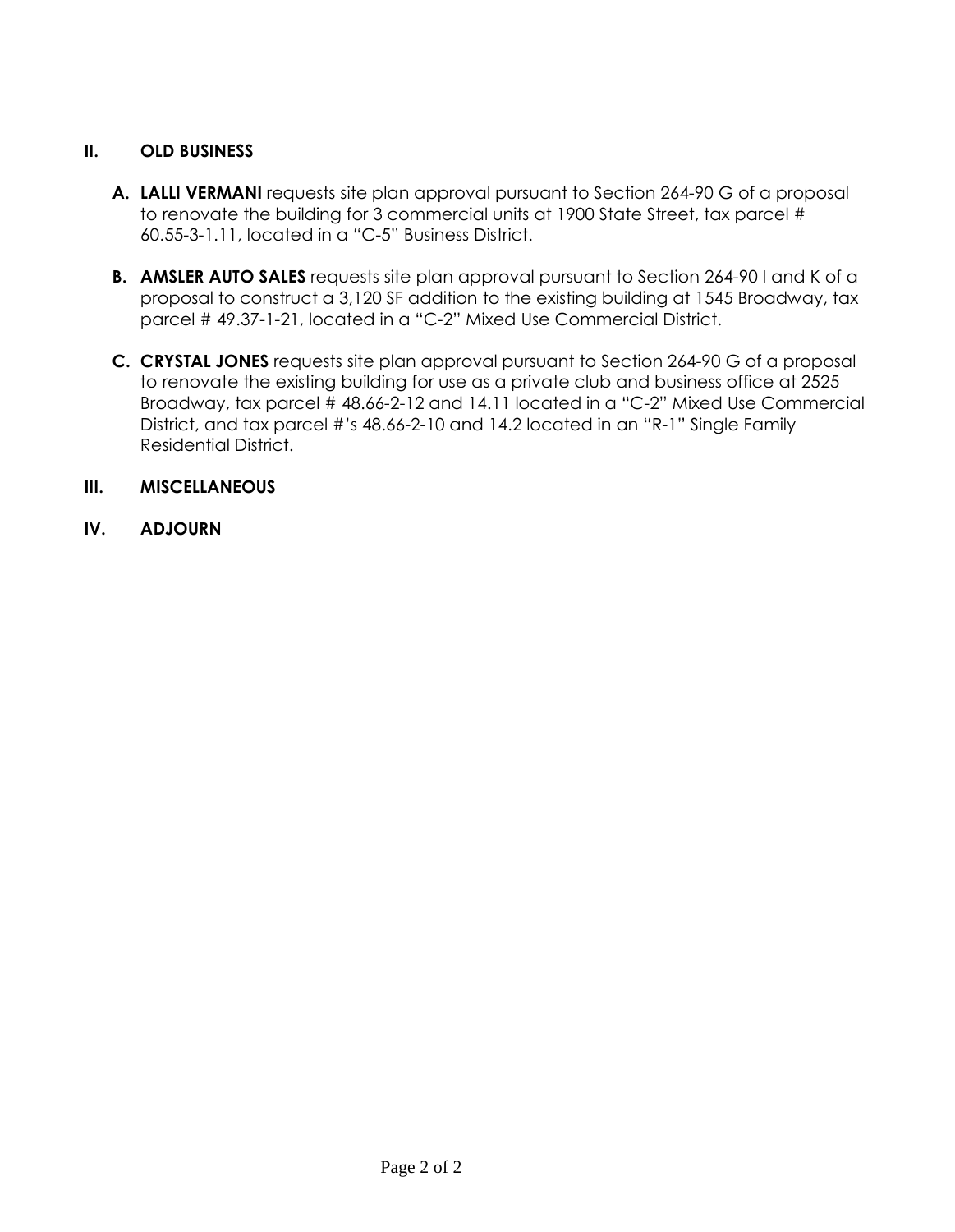## II. OLD BUSINESS

**A. LALLI VERMANI** requests site plan approval pursuant to Section 264-90 G of a proposal to renovate the building for 3 commercial units at 1900 State Street, tax parcel # 60.55-3-1.11, located in a "C-5" Business District.

**B. AMSLER AUTO SALES** requests site plan approval pursuant to Section 264-90 I and K of a proposal to construct a 3,120 SF addition to the existing building at 1545 Broadway, tax parcel # 49.37-1-21, located in a "C-2" Mixed Use Commercial District.

**C. CRYSTAL JONES** requests site plan approval pursuant to Section 264-90 G of a proposal to renovate the existing building for use as a private club and business office at 2525 Broadway, tax parcel # 48.66-2-12 and 14.11 located in a "C-2" Mixed Use Commercial District, and tax parcel #'s 48.66-2-10 and 14.2 located in an "R-1" Single Family Residential District.

## III. MISCELLANEOUS

## IV. ADJOURN